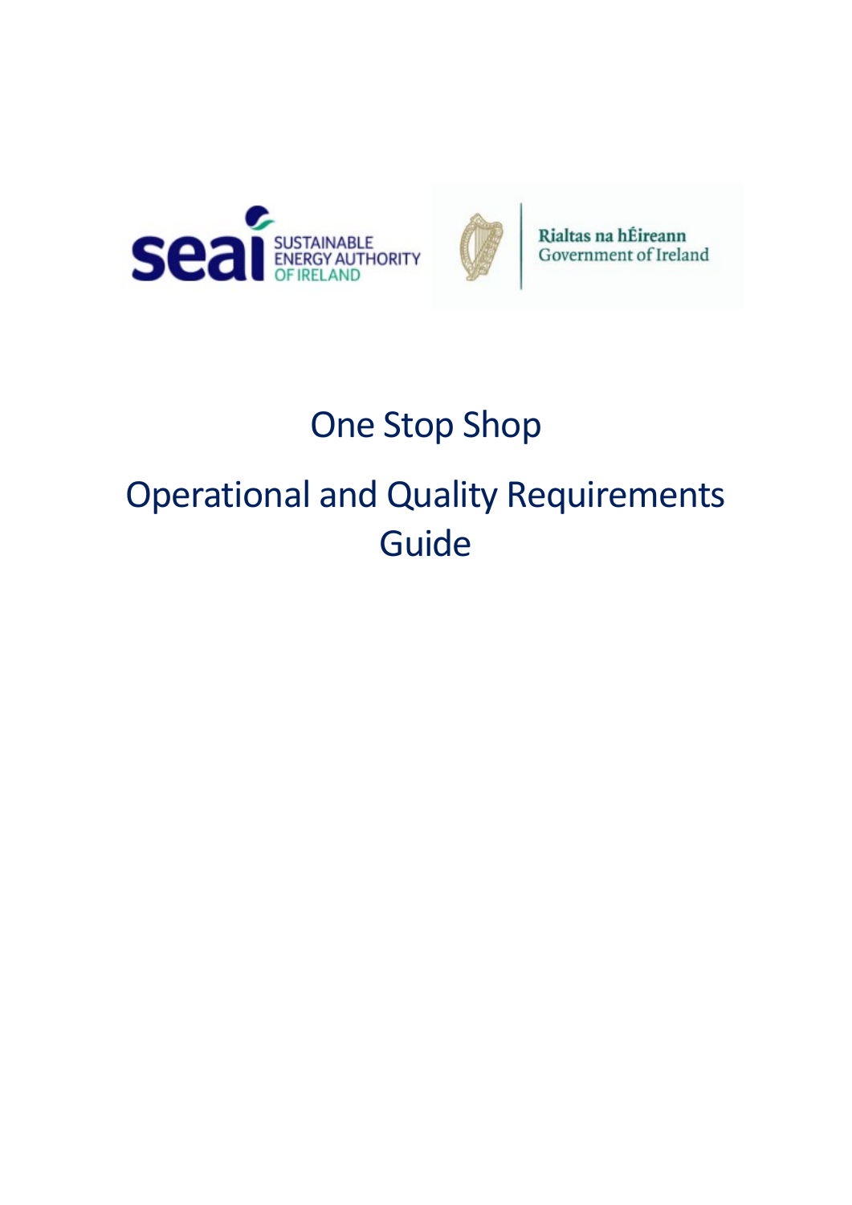# One Stop Shop

# Operational and Quality Requirements Guide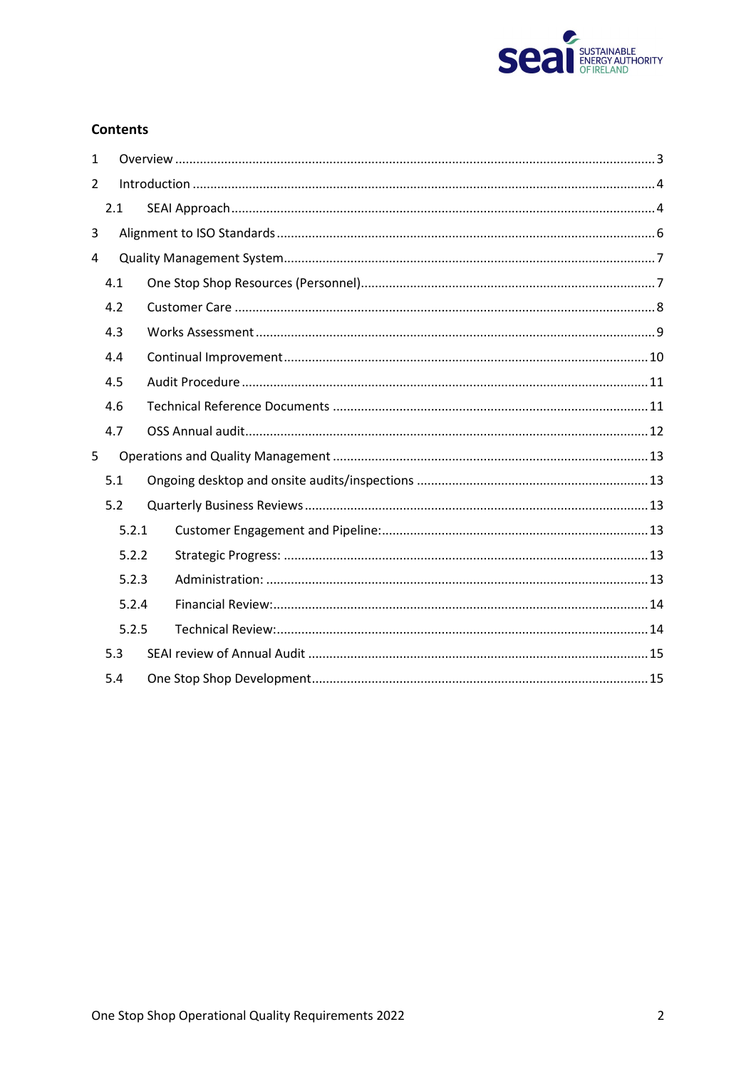**Contents**

1 Overview ........................................................................................................................ 3

2 Introduction .................................................................................................................... 4

  2.1 SEAI Approach ........................................................................................................ 4

3 Alignment to ISO Standards ............................................................................................ 6

4 Quality Management System .......................................................................................... 7

  4.1 One Stop Shop Resources (Personnel) .................................................................... 7

  4.2 Customer Care ........................................................................................................ 8

  4.3 Works Assessment .................................................................................................. 9

  4.4 Continual Improvement ......................................................................................... 10

  4.5 Audit Procedure .................................................................................................... 11

  4.6 Technical Reference Documents ........................................................................... 11

  4.7 OSS Annual audit ................................................................................................... 12

5 Operations and Quality Management ........................................................................... 13

  5.1 Ongoing desktop and onsite audits/inspections ................................................... 13

  5.2 Quarterly Business Reviews .................................................................................. 13

    5.2.1 Customer Engagement and Pipeline: ............................................................. 13

    5.2.2 Strategic Progress: ......................................................................................... 13

    5.2.3 Administration: .............................................................................................. 13

    5.2.4 Financial Review: ............................................................................................ 14

    5.2.5 Technical Review: ........................................................................................... 14

  5.3 SEAI review of Annual Audit .................................................................................. 15

  5.4 One Stop Shop Development ................................................................................ 15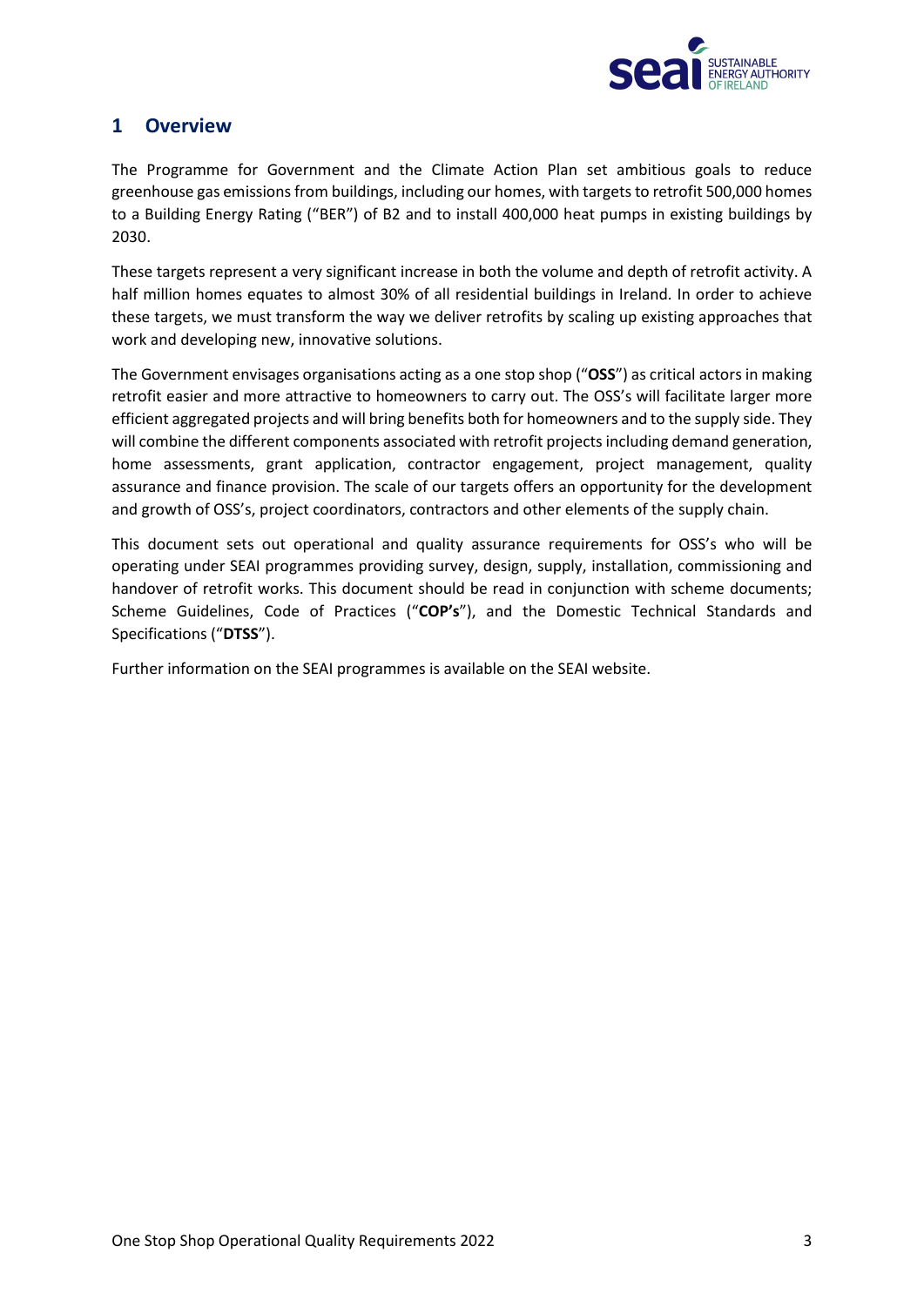## 1 Overview

The Programme for Government and the Climate Action Plan set ambitious goals to reduce greenhouse gas emissions from buildings, including our homes, with targets to retrofit 500,000 homes to a Building Energy Rating ("BER") of B2 and to install 400,000 heat pumps in existing buildings by 2030.

These targets represent a very significant increase in both the volume and depth of retrofit activity. A half million homes equates to almost 30% of all residential buildings in Ireland. In order to achieve these targets, we must transform the way we deliver retrofits by scaling up existing approaches that work and developing new, innovative solutions.

The Government envisages organisations acting as a one stop shop ("**OSS**") as critical actors in making retrofit easier and more attractive to homeowners to carry out. The OSS's will facilitate larger more efficient aggregated projects and will bring benefits both for homeowners and to the supply side. They will combine the different components associated with retrofit projects including demand generation, home assessments, grant application, contractor engagement, project management, quality assurance and finance provision. The scale of our targets offers an opportunity for the development and growth of OSS's, project coordinators, contractors and other elements of the supply chain.

This document sets out operational and quality assurance requirements for OSS's who will be operating under SEAI programmes providing survey, design, supply, installation, commissioning and handover of retrofit works. This document should be read in conjunction with scheme documents; Scheme Guidelines, Code of Practices ("**COP's**"), and the Domestic Technical Standards and Specifications ("**DTSS**").

Further information on the SEAI programmes is available on the SEAI website.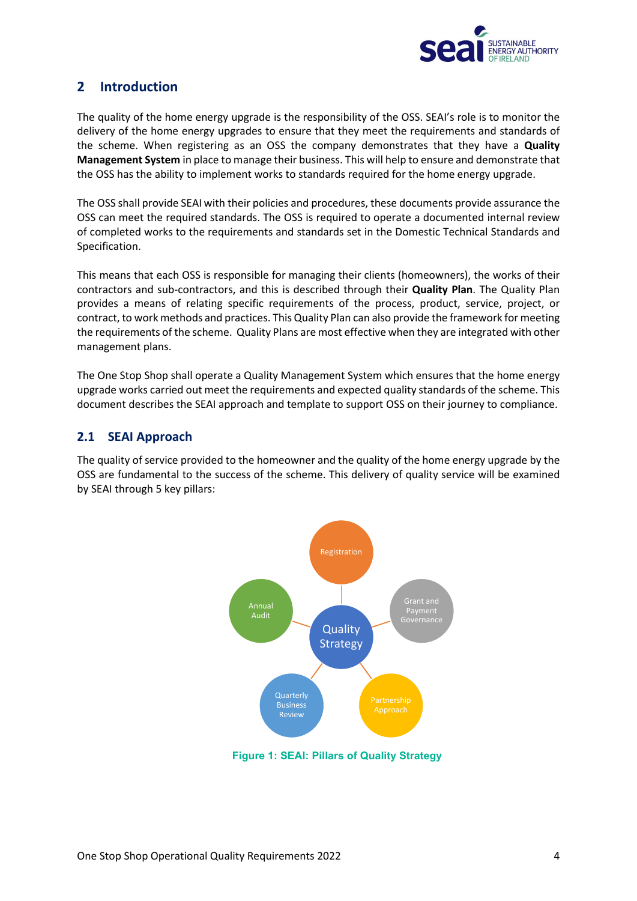## 2 Introduction

The quality of the home energy upgrade is the responsibility of the OSS. SEAI's role is to monitor the delivery of the home energy upgrades to ensure that they meet the requirements and standards of the scheme. When registering as an OSS the company demonstrates that they have a **Quality Management System** in place to manage their business. This will help to ensure and demonstrate that the OSS has the ability to implement works to standards required for the home energy upgrade.

The OSS shall provide SEAI with their policies and procedures, these documents provide assurance the OSS can meet the required standards. The OSS is required to operate a documented internal review of completed works to the requirements and standards set in the Domestic Technical Standards and Specification.

This means that each OSS is responsible for managing their clients (homeowners), the works of their contractors and sub-contractors, and this is described through their **Quality Plan**. The Quality Plan provides a means of relating specific requirements of the process, product, service, project, or contract, to work methods and practices. This Quality Plan can also provide the framework for meeting the requirements of the scheme. Quality Plans are most effective when they are integrated with other management plans.

The One Stop Shop shall operate a Quality Management System which ensures that the home energy upgrade works carried out meet the requirements and expected quality standards of the scheme. This document describes the SEAI approach and template to support OSS on their journey to compliance.

### 2.1 SEAI Approach

The quality of service provided to the homeowner and the quality of the home energy upgrade by the OSS are fundamental to the success of the scheme. This delivery of quality service will be examined by SEAI through 5 key pillars:

- Quality Strategy
  - Registration
  - Grant and Payment Governance
  - Partnership Approach
  - Quarterly Business Review
  - Annual Audit

**Figure 1: SEAI: Pillars of Quality Strategy**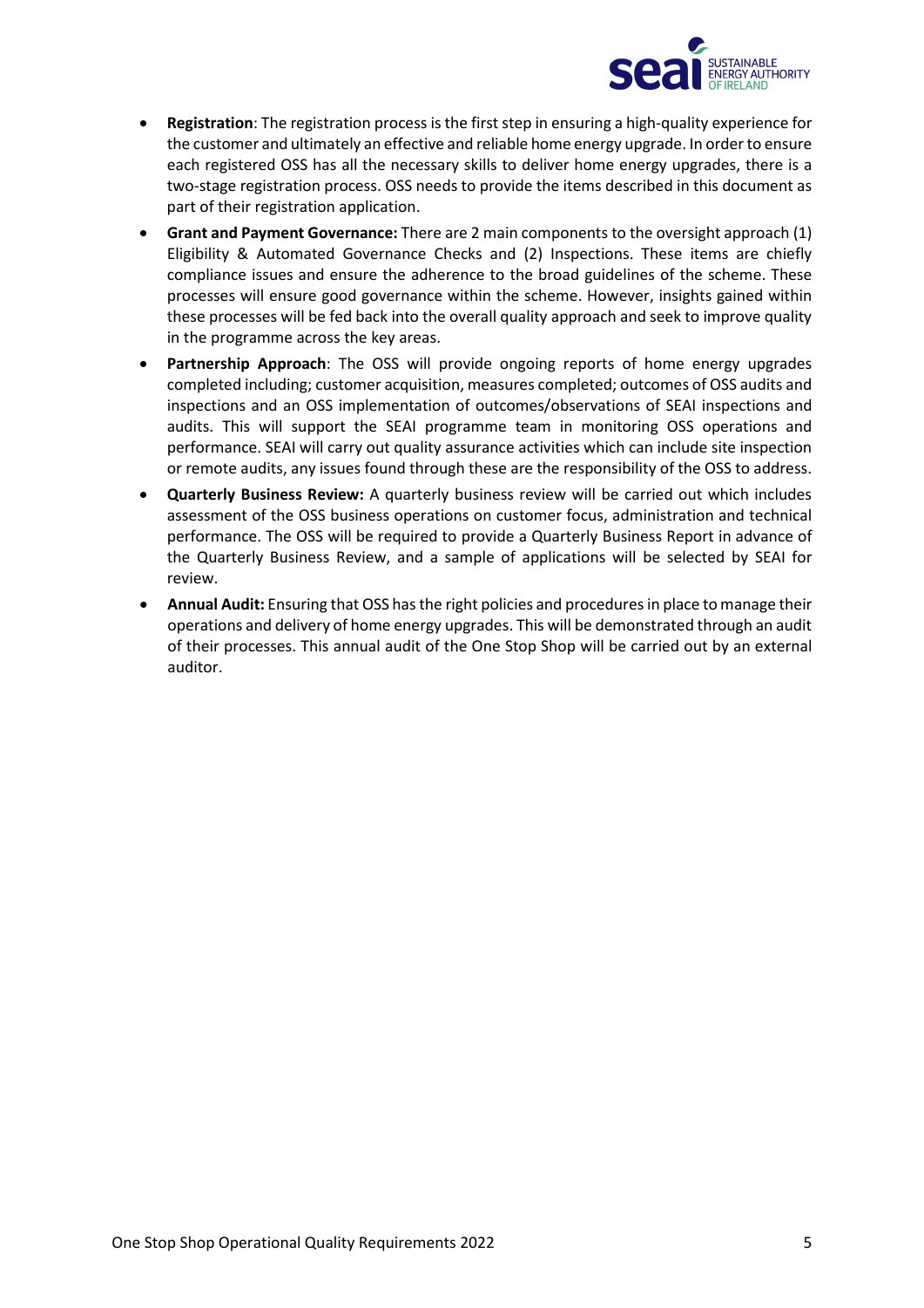- **Registration**: The registration process is the first step in ensuring a high-quality experience for the customer and ultimately an effective and reliable home energy upgrade. In order to ensure each registered OSS has all the necessary skills to deliver home energy upgrades, there is a two-stage registration process. OSS needs to provide the items described in this document as part of their registration application.
- **Grant and Payment Governance:** There are 2 main components to the oversight approach (1) Eligibility & Automated Governance Checks and (2) Inspections. These items are chiefly compliance issues and ensure the adherence to the broad guidelines of the scheme. These processes will ensure good governance within the scheme. However, insights gained within these processes will be fed back into the overall quality approach and seek to improve quality in the programme across the key areas.
- **Partnership Approach**: The OSS will provide ongoing reports of home energy upgrades completed including; customer acquisition, measures completed; outcomes of OSS audits and inspections and an OSS implementation of outcomes/observations of SEAI inspections and audits. This will support the SEAI programme team in monitoring OSS operations and performance. SEAI will carry out quality assurance activities which can include site inspection or remote audits, any issues found through these are the responsibility of the OSS to address.
- **Quarterly Business Review:** A quarterly business review will be carried out which includes assessment of the OSS business operations on customer focus, administration and technical performance. The OSS will be required to provide a Quarterly Business Report in advance of the Quarterly Business Review, and a sample of applications will be selected by SEAI for review.
- **Annual Audit:** Ensuring that OSS has the right policies and procedures in place to manage their operations and delivery of home energy upgrades. This will be demonstrated through an audit of their processes. This annual audit of the One Stop Shop will be carried out by an external auditor.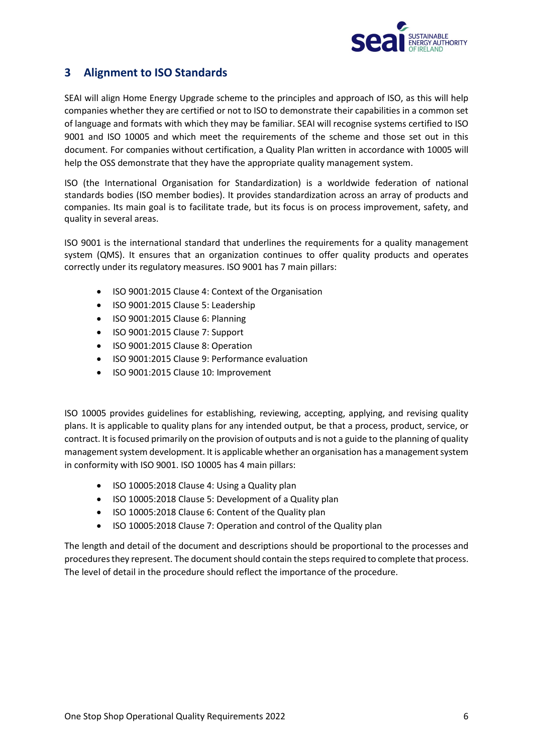## 3 Alignment to ISO Standards

SEAI will align Home Energy Upgrade scheme to the principles and approach of ISO, as this will help companies whether they are certified or not to ISO to demonstrate their capabilities in a common set of language and formats with which they may be familiar. SEAI will recognise systems certified to ISO 9001 and ISO 10005 and which meet the requirements of the scheme and those set out in this document. For companies without certification, a Quality Plan written in accordance with 10005 will help the OSS demonstrate that they have the appropriate quality management system.

ISO (the International Organisation for Standardization) is a worldwide federation of national standards bodies (ISO member bodies). It provides standardization across an array of products and companies. Its main goal is to facilitate trade, but its focus is on process improvement, safety, and quality in several areas.

ISO 9001 is the international standard that underlines the requirements for a quality management system (QMS). It ensures that an organization continues to offer quality products and operates correctly under its regulatory measures. ISO 9001 has 7 main pillars:

- ISO 9001:2015 Clause 4: Context of the Organisation
- ISO 9001:2015 Clause 5: Leadership
- ISO 9001:2015 Clause 6: Planning
- ISO 9001:2015 Clause 7: Support
- ISO 9001:2015 Clause 8: Operation
- ISO 9001:2015 Clause 9: Performance evaluation
- ISO 9001:2015 Clause 10: Improvement

ISO 10005 provides guidelines for establishing, reviewing, accepting, applying, and revising quality plans. It is applicable to quality plans for any intended output, be that a process, product, service, or contract. It is focused primarily on the provision of outputs and is not a guide to the planning of quality management system development. It is applicable whether an organisation has a management system in conformity with ISO 9001. ISO 10005 has 4 main pillars:

- ISO 10005:2018 Clause 4: Using a Quality plan
- ISO 10005:2018 Clause 5: Development of a Quality plan
- ISO 10005:2018 Clause 6: Content of the Quality plan
- ISO 10005:2018 Clause 7: Operation and control of the Quality plan

The length and detail of the document and descriptions should be proportional to the processes and procedures they represent. The document should contain the steps required to complete that process. The level of detail in the procedure should reflect the importance of the procedure.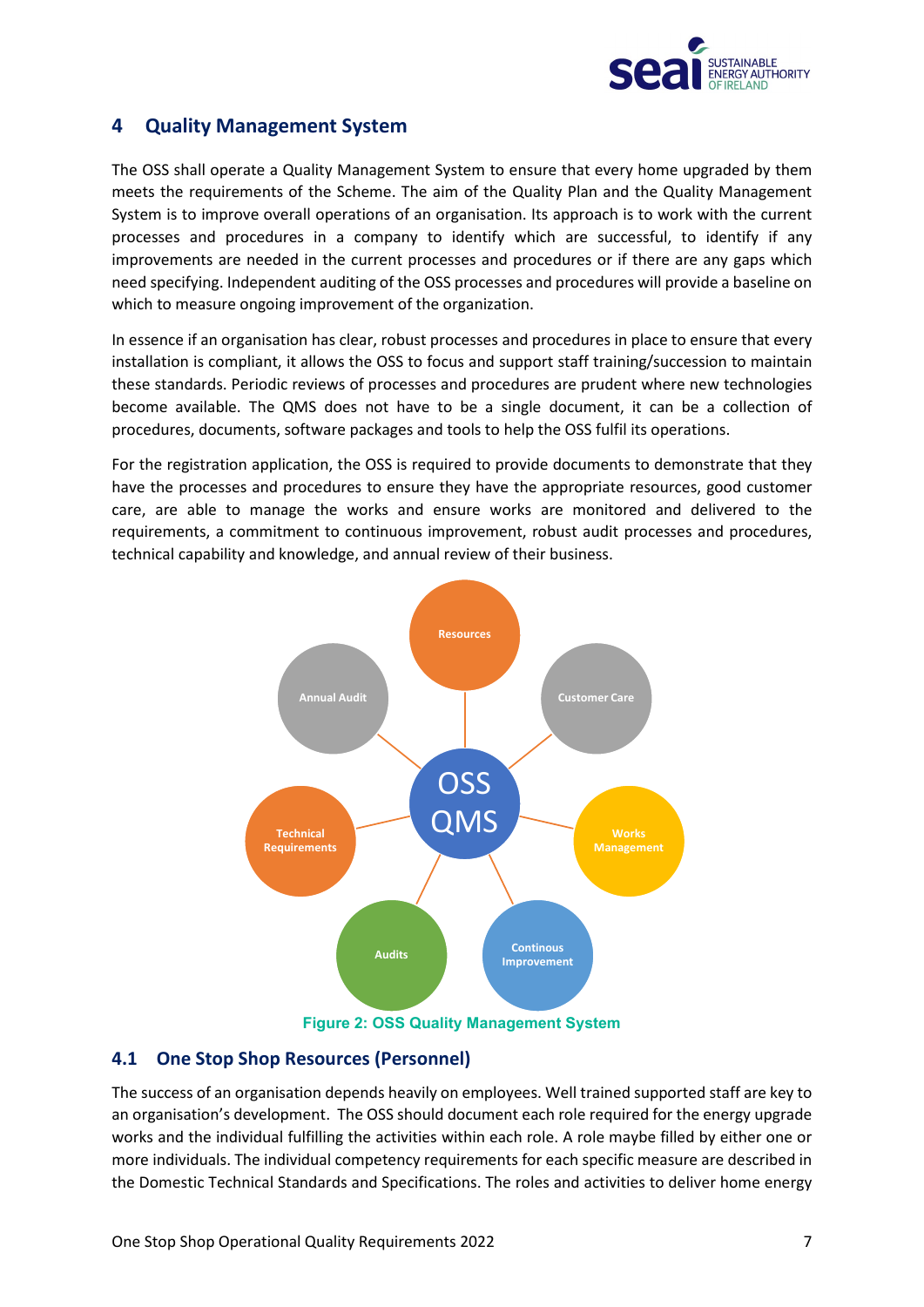# 4 Quality Management System

The OSS shall operate a Quality Management System to ensure that every home upgraded by them meets the requirements of the Scheme. The aim of the Quality Plan and the Quality Management System is to improve overall operations of an organisation. Its approach is to work with the current processes and procedures in a company to identify which are successful, to identify if any improvements are needed in the current processes and procedures or if there are any gaps which need specifying. Independent auditing of the OSS processes and procedures will provide a baseline on which to measure ongoing improvement of the organization.

In essence if an organisation has clear, robust processes and procedures in place to ensure that every installation is compliant, it allows the OSS to focus and support staff training/succession to maintain these standards. Periodic reviews of processes and procedures are prudent where new technologies become available. The QMS does not have to be a single document, it can be a collection of procedures, documents, software packages and tools to help the OSS fulfil its operations.

For the registration application, the OSS is required to provide documents to demonstrate that they have the processes and procedures to ensure they have the appropriate resources, good customer care, are able to manage the works and ensure works are monitored and delivered to the requirements, a commitment to continuous improvement, robust audit processes and procedures, technical capability and knowledge, and annual review of their business.

OSS QMS: Resources, Customer Care, Works Management, Continous Improvement, Audits, Technical Requirements, Annual Audit

Figure 2: OSS Quality Management System

## 4.1 One Stop Shop Resources (Personnel)

The success of an organisation depends heavily on employees. Well trained supported staff are key to an organisation's development. The OSS should document each role required for the energy upgrade works and the individual fulfilling the activities within each role. A role maybe filled by either one or more individuals. The individual competency requirements for each specific measure are described in the Domestic Technical Standards and Specifications. The roles and activities to deliver home energy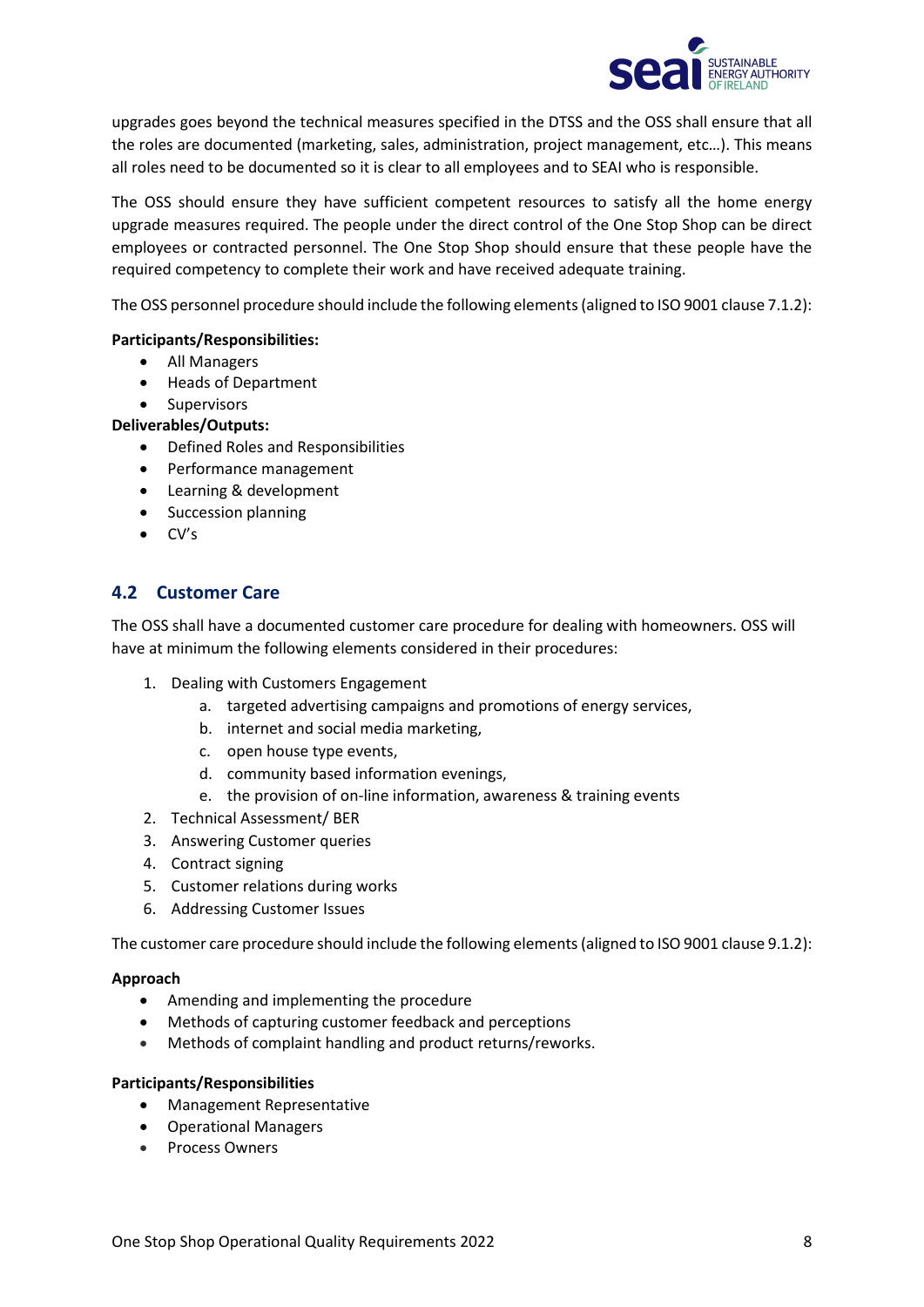upgrades goes beyond the technical measures specified in the DTSS and the OSS shall ensure that all the roles are documented (marketing, sales, administration, project management, etc…). This means all roles need to be documented so it is clear to all employees and to SEAI who is responsible.

The OSS should ensure they have sufficient competent resources to satisfy all the home energy upgrade measures required. The people under the direct control of the One Stop Shop can be direct employees or contracted personnel. The One Stop Shop should ensure that these people have the required competency to complete their work and have received adequate training.

The OSS personnel procedure should include the following elements (aligned to ISO 9001 clause 7.1.2):

**Participants/Responsibilities:**

- All Managers
- Heads of Department
- Supervisors

**Deliverables/Outputs:**

- Defined Roles and Responsibilities
- Performance management
- Learning & development
- Succession planning
- CV's

## 4.2 Customer Care

The OSS shall have a documented customer care procedure for dealing with homeowners. OSS will have at minimum the following elements considered in their procedures:

1. Dealing with Customers Engagement
   a. targeted advertising campaigns and promotions of energy services,
   b. internet and social media marketing,
   c. open house type events,
   d. community based information evenings,
   e. the provision of on-line information, awareness & training events
2. Technical Assessment/ BER
3. Answering Customer queries
4. Contract signing
5. Customer relations during works
6. Addressing Customer Issues

The customer care procedure should include the following elements (aligned to ISO 9001 clause 9.1.2):

**Approach**

- Amending and implementing the procedure
- Methods of capturing customer feedback and perceptions
- Methods of complaint handling and product returns/reworks.

**Participants/Responsibilities**

- Management Representative
- Operational Managers
- Process Owners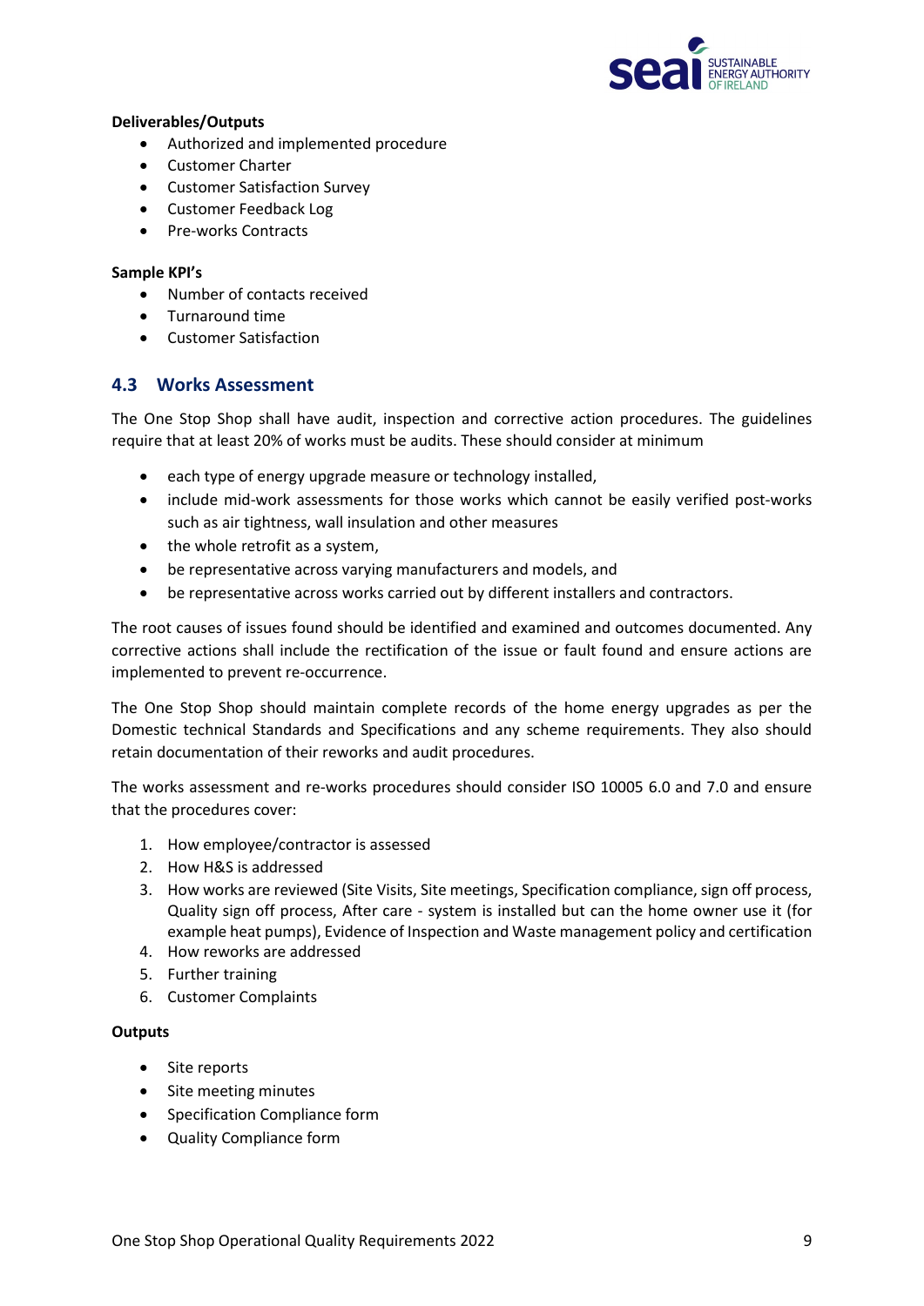**Deliverables/Outputs**

- Authorized and implemented procedure
- Customer Charter
- Customer Satisfaction Survey
- Customer Feedback Log
- Pre-works Contracts

**Sample KPI's**

- Number of contacts received
- Turnaround time
- Customer Satisfaction

## 4.3 Works Assessment

The One Stop Shop shall have audit, inspection and corrective action procedures. The guidelines require that at least 20% of works must be audits. These should consider at minimum

- each type of energy upgrade measure or technology installed,
- include mid-work assessments for those works which cannot be easily verified post-works such as air tightness, wall insulation and other measures
- the whole retrofit as a system,
- be representative across varying manufacturers and models, and
- be representative across works carried out by different installers and contractors.

The root causes of issues found should be identified and examined and outcomes documented. Any corrective actions shall include the rectification of the issue or fault found and ensure actions are implemented to prevent re-occurrence.

The One Stop Shop should maintain complete records of the home energy upgrades as per the Domestic technical Standards and Specifications and any scheme requirements. They also should retain documentation of their reworks and audit procedures.

The works assessment and re-works procedures should consider ISO 10005 6.0 and 7.0 and ensure that the procedures cover:

1. How employee/contractor is assessed
2. How H&S is addressed
3. How works are reviewed (Site Visits, Site meetings, Specification compliance, sign off process, Quality sign off process, After care - system is installed but can the home owner use it (for example heat pumps), Evidence of Inspection and Waste management policy and certification
4. How reworks are addressed
5. Further training
6. Customer Complaints

**Outputs**

- Site reports
- Site meeting minutes
- Specification Compliance form
- Quality Compliance form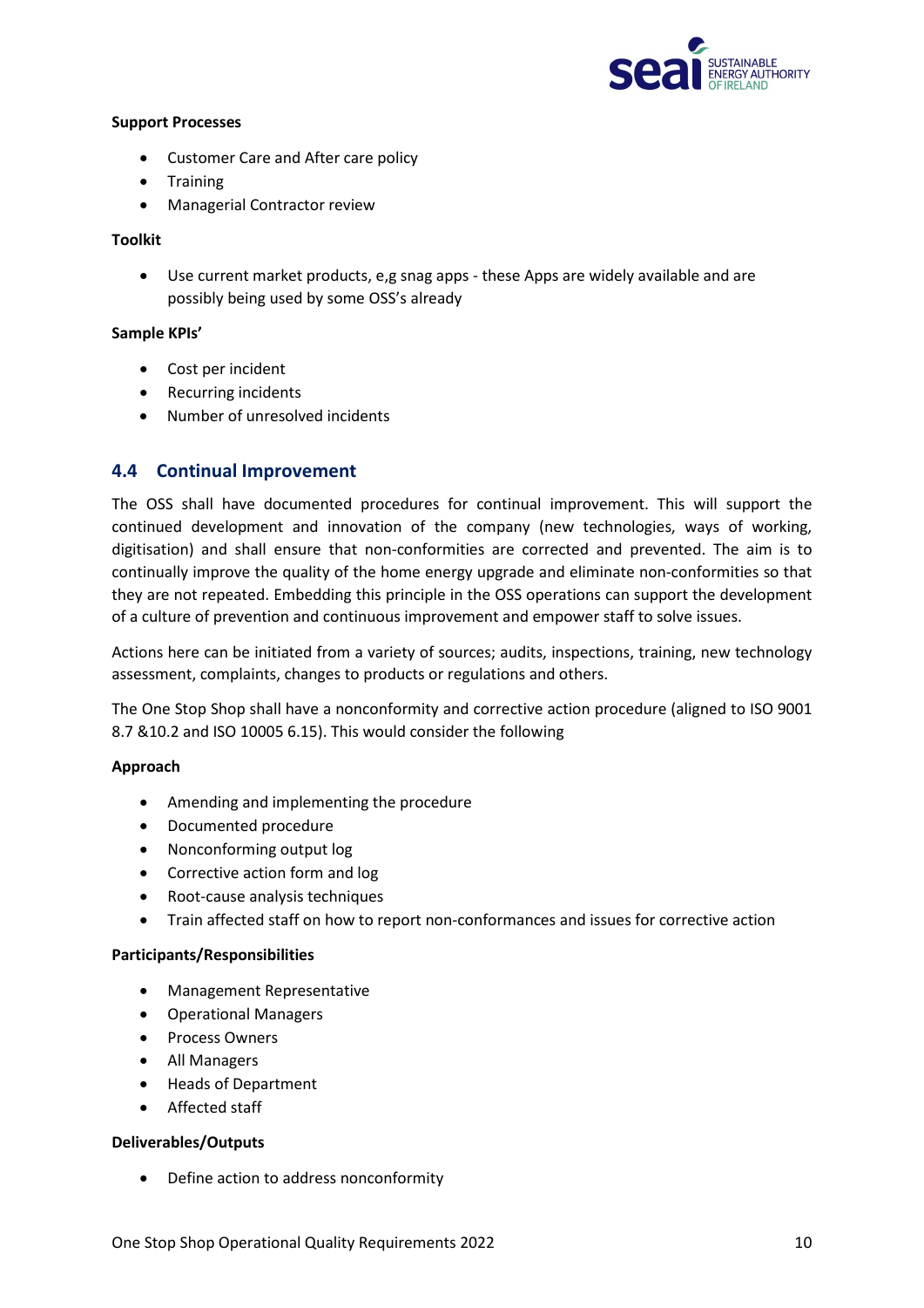**Support Processes**

- Customer Care and After care policy
- Training
- Managerial Contractor review

**Toolkit**

- Use current market products, e,g snag apps - these Apps are widely available and are possibly being used by some OSS's already

**Sample KPIs'**

- Cost per incident
- Recurring incidents
- Number of unresolved incidents

## 4.4 Continual Improvement

The OSS shall have documented procedures for continual improvement. This will support the continued development and innovation of the company (new technologies, ways of working, digitisation) and shall ensure that non-conformities are corrected and prevented. The aim is to continually improve the quality of the home energy upgrade and eliminate non-conformities so that they are not repeated. Embedding this principle in the OSS operations can support the development of a culture of prevention and continuous improvement and empower staff to solve issues.

Actions here can be initiated from a variety of sources; audits, inspections, training, new technology assessment, complaints, changes to products or regulations and others.

The One Stop Shop shall have a nonconformity and corrective action procedure (aligned to ISO 9001 8.7 &10.2 and ISO 10005 6.15). This would consider the following

**Approach**

- Amending and implementing the procedure
- Documented procedure
- Nonconforming output log
- Corrective action form and log
- Root-cause analysis techniques
- Train affected staff on how to report non-conformances and issues for corrective action

**Participants/Responsibilities**

- Management Representative
- Operational Managers
- Process Owners
- All Managers
- Heads of Department
- Affected staff

**Deliverables/Outputs**

- Define action to address nonconformity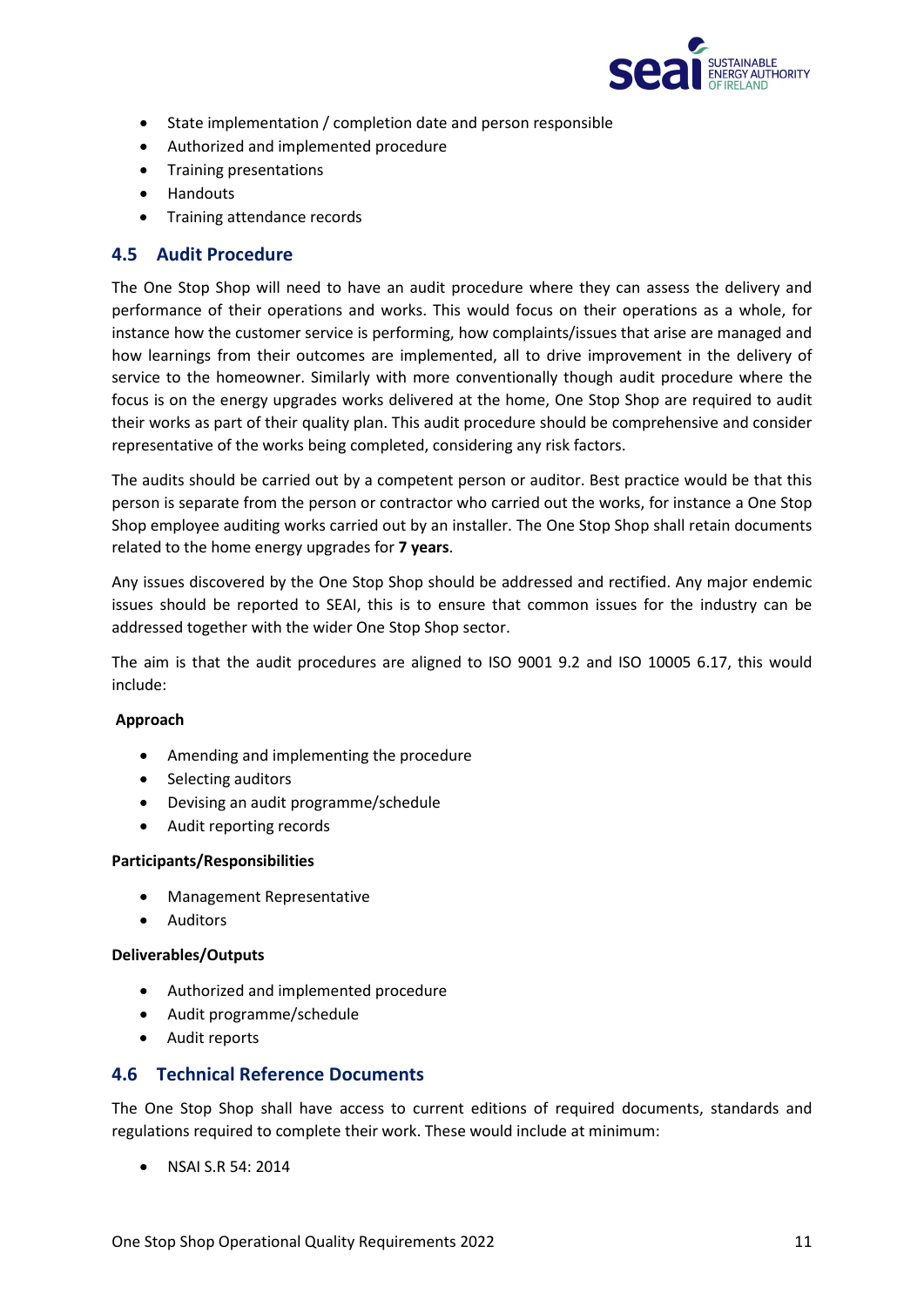- State implementation / completion date and person responsible
- Authorized and implemented procedure
- Training presentations
- Handouts
- Training attendance records

## 4.5 Audit Procedure

The One Stop Shop will need to have an audit procedure where they can assess the delivery and performance of their operations and works. This would focus on their operations as a whole, for instance how the customer service is performing, how complaints/issues that arise are managed and how learnings from their outcomes are implemented, all to drive improvement in the delivery of service to the homeowner. Similarly with more conventionally though audit procedure where the focus is on the energy upgrades works delivered at the home, One Stop Shop are required to audit their works as part of their quality plan. This audit procedure should be comprehensive and consider representative of the works being completed, considering any risk factors.

The audits should be carried out by a competent person or auditor. Best practice would be that this person is separate from the person or contractor who carried out the works, for instance a One Stop Shop employee auditing works carried out by an installer. The One Stop Shop shall retain documents related to the home energy upgrades for **7 years**.

Any issues discovered by the One Stop Shop should be addressed and rectified. Any major endemic issues should be reported to SEAI, this is to ensure that common issues for the industry can be addressed together with the wider One Stop Shop sector.

The aim is that the audit procedures are aligned to ISO 9001 9.2 and ISO 10005 6.17, this would include:

**Approach**

- Amending and implementing the procedure
- Selecting auditors
- Devising an audit programme/schedule
- Audit reporting records

**Participants/Responsibilities**

- Management Representative
- Auditors

**Deliverables/Outputs**

- Authorized and implemented procedure
- Audit programme/schedule
- Audit reports

## 4.6 Technical Reference Documents

The One Stop Shop shall have access to current editions of required documents, standards and regulations required to complete their work. These would include at minimum:

- NSAI S.R 54: 2014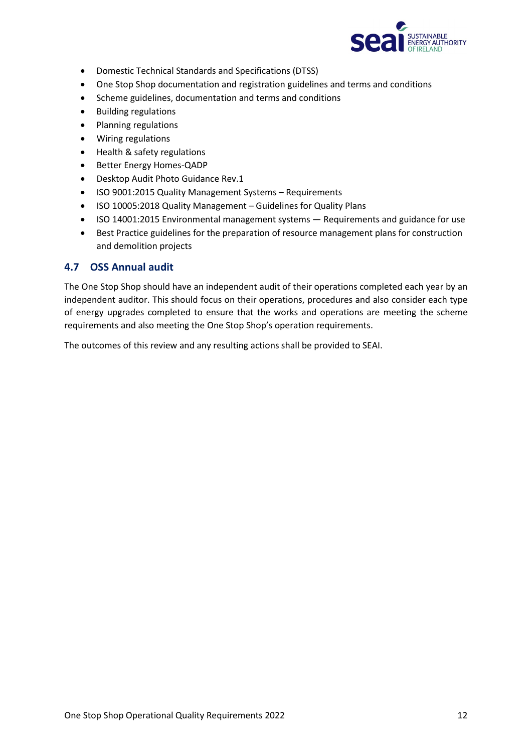- Domestic Technical Standards and Specifications (DTSS)
- One Stop Shop documentation and registration guidelines and terms and conditions
- Scheme guidelines, documentation and terms and conditions
- Building regulations
- Planning regulations
- Wiring regulations
- Health & safety regulations
- Better Energy Homes-QADP
- Desktop Audit Photo Guidance Rev.1
- ISO 9001:2015 Quality Management Systems – Requirements
- ISO 10005:2018 Quality Management – Guidelines for Quality Plans
- ISO 14001:2015 Environmental management systems — Requirements and guidance for use
- Best Practice guidelines for the preparation of resource management plans for construction and demolition projects

## 4.7 OSS Annual audit

The One Stop Shop should have an independent audit of their operations completed each year by an independent auditor. This should focus on their operations, procedures and also consider each type of energy upgrades completed to ensure that the works and operations are meeting the scheme requirements and also meeting the One Stop Shop's operation requirements.

The outcomes of this review and any resulting actions shall be provided to SEAI.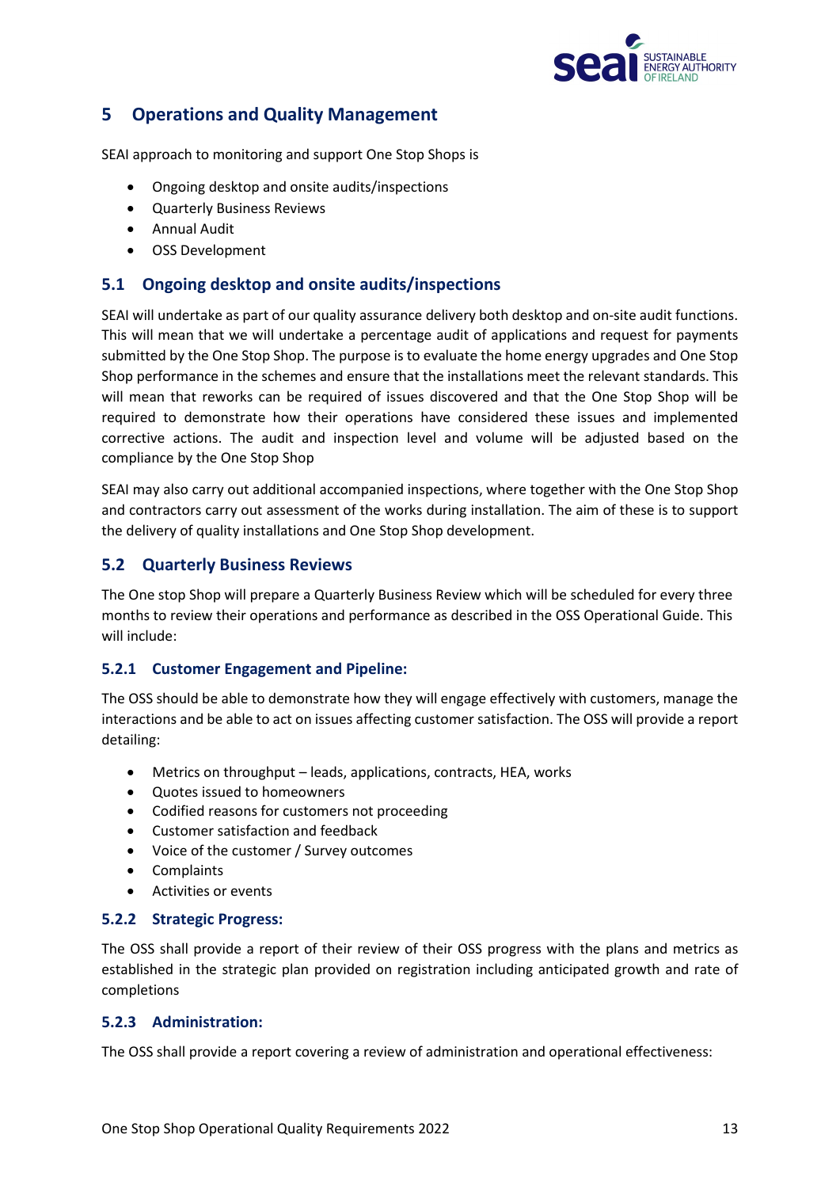## 5 Operations and Quality Management

SEAI approach to monitoring and support One Stop Shops is

- Ongoing desktop and onsite audits/inspections
- Quarterly Business Reviews
- Annual Audit
- OSS Development

### 5.1 Ongoing desktop and onsite audits/inspections

SEAI will undertake as part of our quality assurance delivery both desktop and on-site audit functions. This will mean that we will undertake a percentage audit of applications and request for payments submitted by the One Stop Shop. The purpose is to evaluate the home energy upgrades and One Stop Shop performance in the schemes and ensure that the installations meet the relevant standards. This will mean that reworks can be required of issues discovered and that the One Stop Shop will be required to demonstrate how their operations have considered these issues and implemented corrective actions. The audit and inspection level and volume will be adjusted based on the compliance by the One Stop Shop

SEAI may also carry out additional accompanied inspections, where together with the One Stop Shop and contractors carry out assessment of the works during installation. The aim of these is to support the delivery of quality installations and One Stop Shop development.

### 5.2 Quarterly Business Reviews

The One stop Shop will prepare a Quarterly Business Review which will be scheduled for every three months to review their operations and performance as described in the OSS Operational Guide. This will include:

#### 5.2.1 Customer Engagement and Pipeline:

The OSS should be able to demonstrate how they will engage effectively with customers, manage the interactions and be able to act on issues affecting customer satisfaction. The OSS will provide a report detailing:

- Metrics on throughput – leads, applications, contracts, HEA, works
- Quotes issued to homeowners
- Codified reasons for customers not proceeding
- Customer satisfaction and feedback
- Voice of the customer / Survey outcomes
- Complaints
- Activities or events

#### 5.2.2 Strategic Progress:

The OSS shall provide a report of their review of their OSS progress with the plans and metrics as established in the strategic plan provided on registration including anticipated growth and rate of completions

#### 5.2.3 Administration:

The OSS shall provide a report covering a review of administration and operational effectiveness: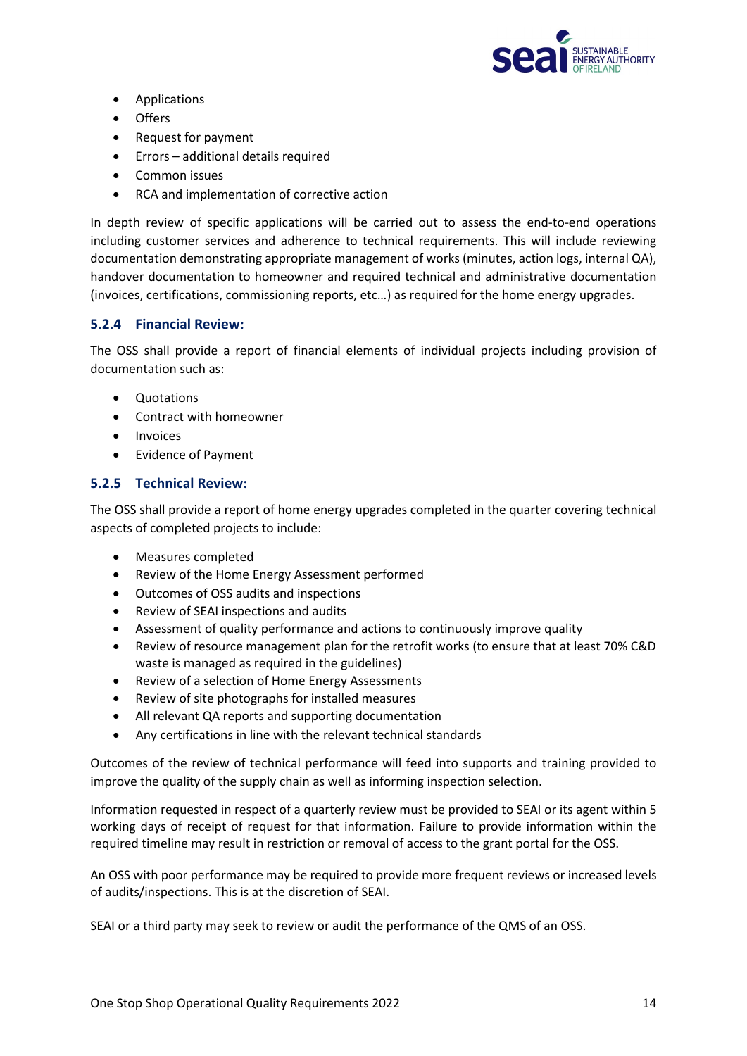- Applications
- Offers
- Request for payment
- Errors – additional details required
- Common issues
- RCA and implementation of corrective action

In depth review of specific applications will be carried out to assess the end-to-end operations including customer services and adherence to technical requirements. This will include reviewing documentation demonstrating appropriate management of works (minutes, action logs, internal QA), handover documentation to homeowner and required technical and administrative documentation (invoices, certifications, commissioning reports, etc…) as required for the home energy upgrades.

### 5.2.4 Financial Review:

The OSS shall provide a report of financial elements of individual projects including provision of documentation such as:

- Quotations
- Contract with homeowner
- Invoices
- Evidence of Payment

### 5.2.5 Technical Review:

The OSS shall provide a report of home energy upgrades completed in the quarter covering technical aspects of completed projects to include:

- Measures completed
- Review of the Home Energy Assessment performed
- Outcomes of OSS audits and inspections
- Review of SEAI inspections and audits
- Assessment of quality performance and actions to continuously improve quality
- Review of resource management plan for the retrofit works (to ensure that at least 70% C&D waste is managed as required in the guidelines)
- Review of a selection of Home Energy Assessments
- Review of site photographs for installed measures
- All relevant QA reports and supporting documentation
- Any certifications in line with the relevant technical standards

Outcomes of the review of technical performance will feed into supports and training provided to improve the quality of the supply chain as well as informing inspection selection.

Information requested in respect of a quarterly review must be provided to SEAI or its agent within 5 working days of receipt of request for that information. Failure to provide information within the required timeline may result in restriction or removal of access to the grant portal for the OSS.

An OSS with poor performance may be required to provide more frequent reviews or increased levels of audits/inspections. This is at the discretion of SEAI.

SEAI or a third party may seek to review or audit the performance of the QMS of an OSS.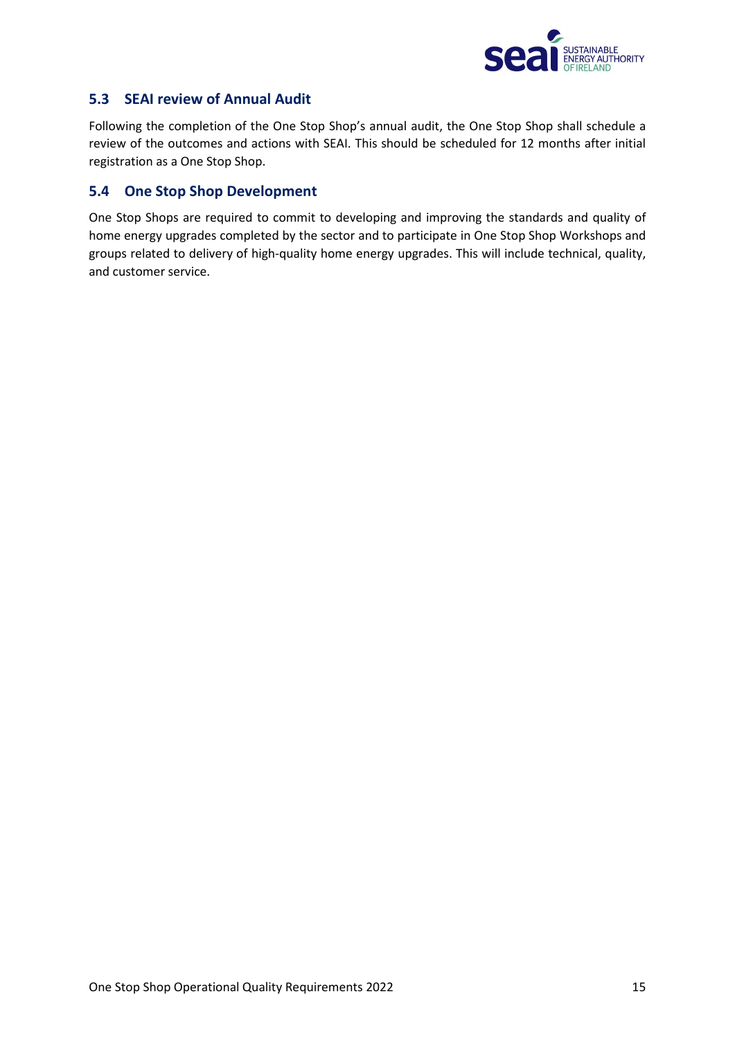## 5.3 SEAI review of Annual Audit

Following the completion of the One Stop Shop's annual audit, the One Stop Shop shall schedule a review of the outcomes and actions with SEAI. This should be scheduled for 12 months after initial registration as a One Stop Shop.

## 5.4 One Stop Shop Development

One Stop Shops are required to commit to developing and improving the standards and quality of home energy upgrades completed by the sector and to participate in One Stop Shop Workshops and groups related to delivery of high-quality home energy upgrades. This will include technical, quality, and customer service.